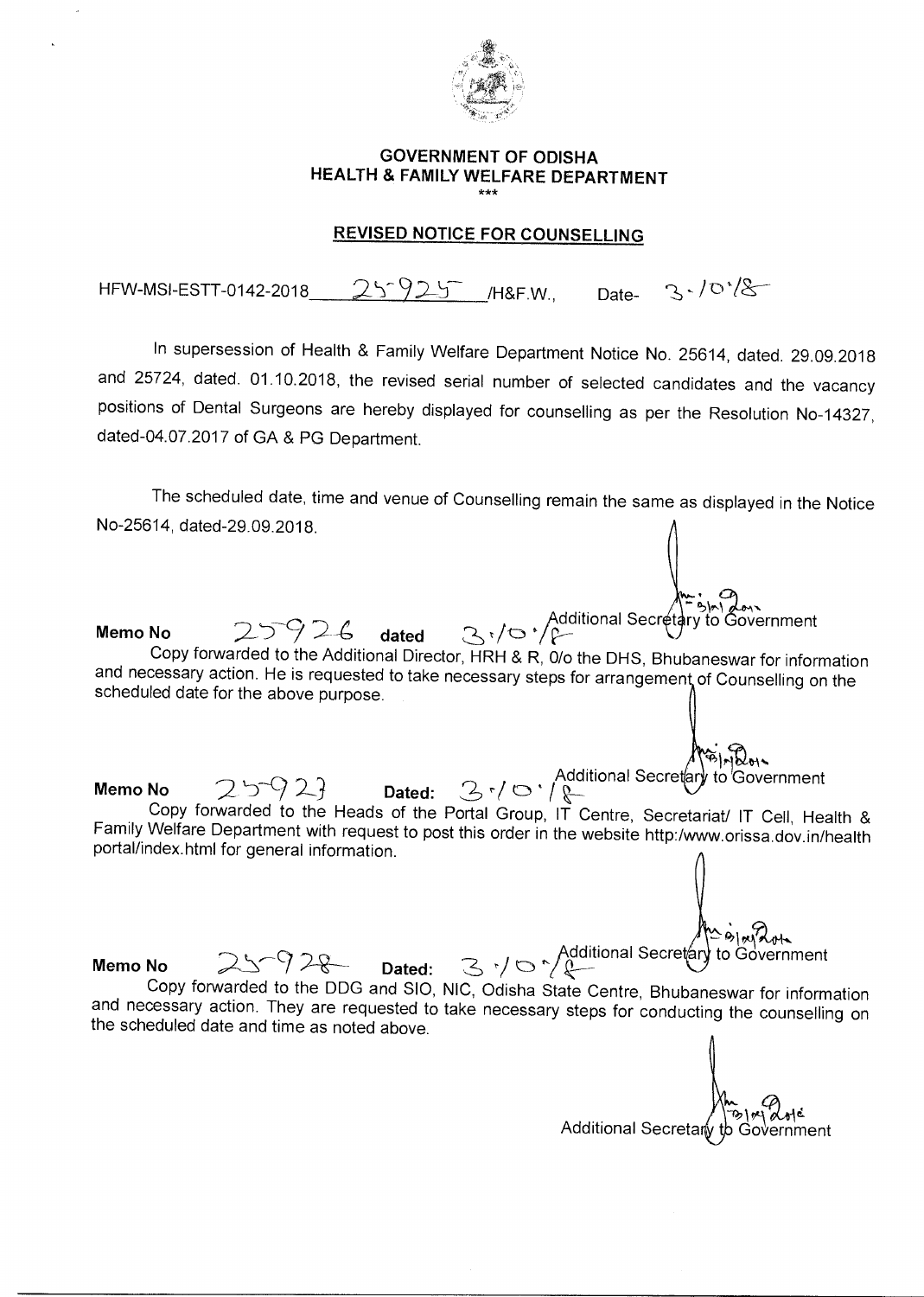# GOVERNMENT OF ODISHA
## HEALTH & FAMILY WELFARE DEPARTMENT

\*\*\*

## REVISED NOTICE FOR COUNSELLING

HFW-MSI-ESTT-0142-2018 25925 /H&F.W., Date- 3.10.18

In supersession of Health & Family Welfare Department Notice No. 25614, dated. 29.09.2018 and 25724, dated. 01.10.2018, the revised serial number of selected candidates and the vacancy positions of Dental Surgeons are hereby displayed for counselling as per the Resolution No-14327, dated-04.07.2017 of GA & PG Department.

The scheduled date, time and venue of Counselling remain the same as displayed in the Notice No-25614, dated-29.09.2018.

Additional Secretary to Government

**Memo No** 25926 **dated** 3.10.18

Copy forwarded to the Additional Director, HRH & R, 0/o the DHS, Bhubaneswar for information and necessary action. He is requested to take necessary steps for arrangement of Counselling on the scheduled date for the above purpose.

Additional Secretary to Government

**Memo No** 25927 **Dated:** 3.10.18

Copy forwarded to the Heads of the Portal Group, IT Centre, Secretariat/ IT Cell, Health & Family Welfare Department with request to post this order in the website http:/www.orissa.dov.in/health portal/index.html for general information.

Additional Secretary to Government

**Memo No** 25928 **Dated:** 3.10.18

Copy forwarded to the DDG and SIO, NIC, Odisha State Centre, Bhubaneswar for information and necessary action. They are requested to take necessary steps for conducting the counselling on the scheduled date and time as noted above.

Additional Secretary to Government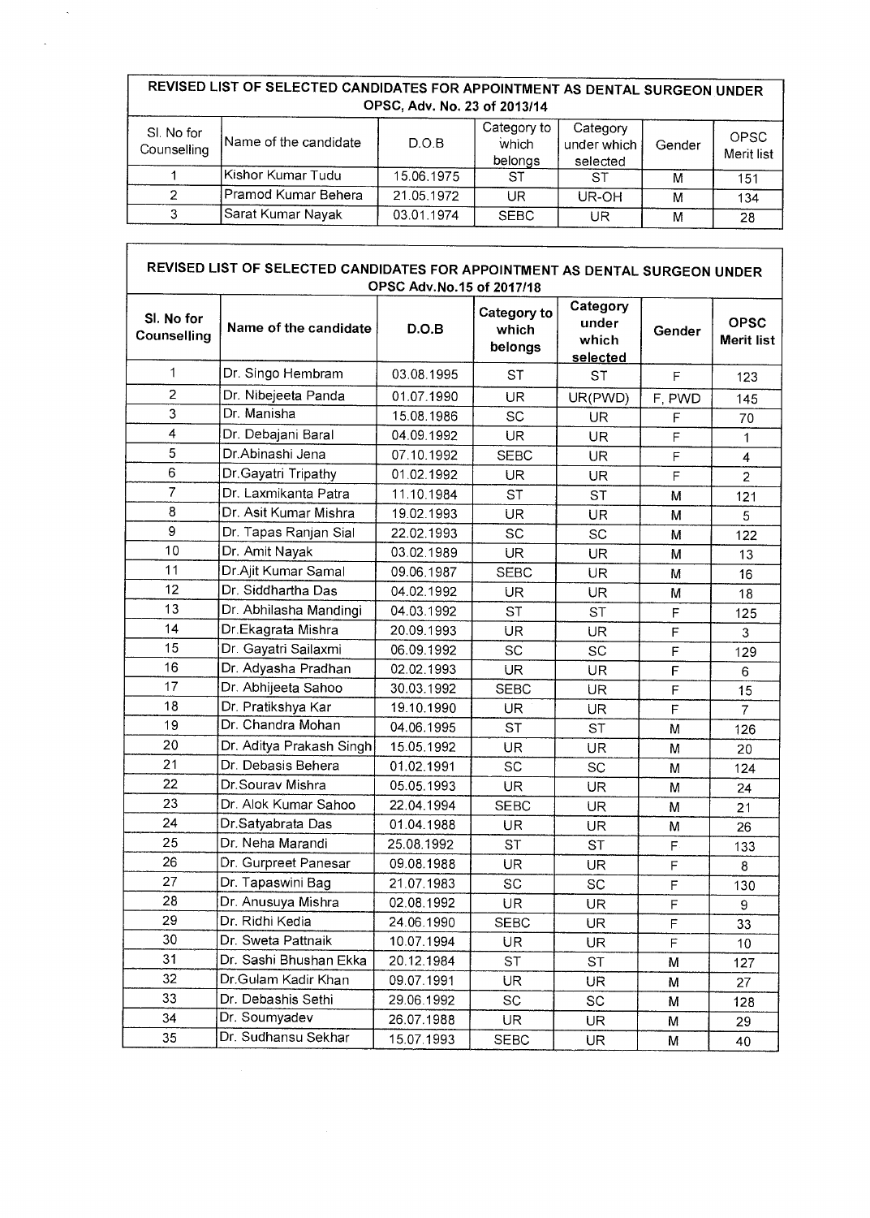| REVISED LIST OF SELECTED CANDIDATES FOR APPOINTMENT AS DENTAL SURGEON UNDER OPSC, Adv. No. 23 of 2013/14 | | | | | | |
|---|---|---|---|---|---|---|
| Sl. No for Counselling | Name of the candidate | D.O.B | Category to which belongs | Category under which selected | Gender | OPSC Merit list |
| 1 | Kishor Kumar Tudu | 15.06.1975 | ST | ST | M | 151 |
| 2 | Pramod Kumar Behera | 21.05.1972 | UR | UR-OH | M | 134 |
| 3 | Sarat Kumar Nayak | 03.01.1974 | SEBC | UR | M | 28 |

| REVISED LIST OF SELECTED CANDIDATES FOR APPOINTMENT AS DENTAL SURGEON UNDER OPSC Adv.No.15 of 2017/18 | | | | | | |
|---|---|---|---|---|---|---|
| **Sl. No for Counselling** | **Name of the candidate** | **D.O.B** | **Category to which belongs** | **Category under which selected** | **Gender** | **OPSC Merit list** |
| 1 | Dr. Singo Hembram | 03.08.1995 | ST | ST | F | 123 |
| 2 | Dr. Nibejeeta Panda | 01.07.1990 | UR | UR(PWD) | F, PWD | 145 |
| 3 | Dr. Manisha | 15.08.1986 | SC | UR | F | 70 |
| 4 | Dr. Debajani Baral | 04.09.1992 | UR | UR | F | 1 |
| 5 | Dr.Abinashi Jena | 07.10.1992 | SEBC | UR | F | 4 |
| 6 | Dr.Gayatri Tripathy | 01.02.1992 | UR | UR | F | 2 |
| 7 | Dr. Laxmikanta Patra | 11.10.1984 | ST | ST | M | 121 |
| 8 | Dr. Asit Kumar Mishra | 19.02.1993 | UR | UR | M | 5 |
| 9 | Dr. Tapas Ranjan Sial | 22.02.1993 | SC | SC | M | 122 |
| 10 | Dr. Amit Nayak | 03.02.1989 | UR | UR | M | 13 |
| 11 | Dr.Ajit Kumar Samal | 09.06.1987 | SEBC | UR | M | 16 |
| 12 | Dr. Siddhartha Das | 04.02.1992 | UR | UR | M | 18 |
| 13 | Dr. Abhilasha Mandingi | 04.03.1992 | ST | ST | F | 125 |
| 14 | Dr.Ekagrata Mishra | 20.09.1993 | UR | UR | F | 3 |
| 15 | Dr. Gayatri Sailaxmi | 06.09.1992 | SC | SC | F | 129 |
| 16 | Dr. Adyasha Pradhan | 02.02.1993 | UR | UR | F | 6 |
| 17 | Dr. Abhijeeta Sahoo | 30.03.1992 | SEBC | UR | F | 15 |
| 18 | Dr. Pratikshya Kar | 19.10.1990 | UR | UR | F | 7 |
| 19 | Dr. Chandra Mohan | 04.06.1995 | ST | ST | M | 126 |
| 20 | Dr. Aditya Prakash Singh | 15.05.1992 | UR | UR | M | 20 |
| 21 | Dr. Debasis Behera | 01.02.1991 | SC | SC | M | 124 |
| 22 | Dr.Sourav Mishra | 05.05.1993 | UR | UR | M | 24 |
| 23 | Dr. Alok Kumar Sahoo | 22.04.1994 | SEBC | UR | M | 21 |
| 24 | Dr.Satyabrata Das | 01.04.1988 | UR | UR | M | 26 |
| 25 | Dr. Neha Marandi | 25.08.1992 | ST | ST | F | 133 |
| 26 | Dr. Gurpreet Panesar | 09.08.1988 | UR | UR | F | 8 |
| 27 | Dr. Tapaswini Bag | 21.07.1983 | SC | SC | F | 130 |
| 28 | Dr. Anusuya Mishra | 02.08.1992 | UR | UR | F | 9 |
| 29 | Dr. Ridhi Kedia | 24.06.1990 | SEBC | UR | F | 33 |
| 30 | Dr. Sweta Pattnaik | 10.07.1994 | UR | UR | F | 10 |
| 31 | Dr. Sashi Bhushan Ekka | 20.12.1984 | ST | ST | M | 127 |
| 32 | Dr.Gulam Kadir Khan | 09.07.1991 | UR | UR | M | 27 |
| 33 | Dr. Debashis Sethi | 29.06.1992 | SC | SC | M | 128 |
| 34 | Dr. Soumyadev | 26.07.1988 | UR | UR | M | 29 |
| 35 | Dr. Sudhansu Sekhar | 15.07.1993 | SEBC | UR | M | 40 |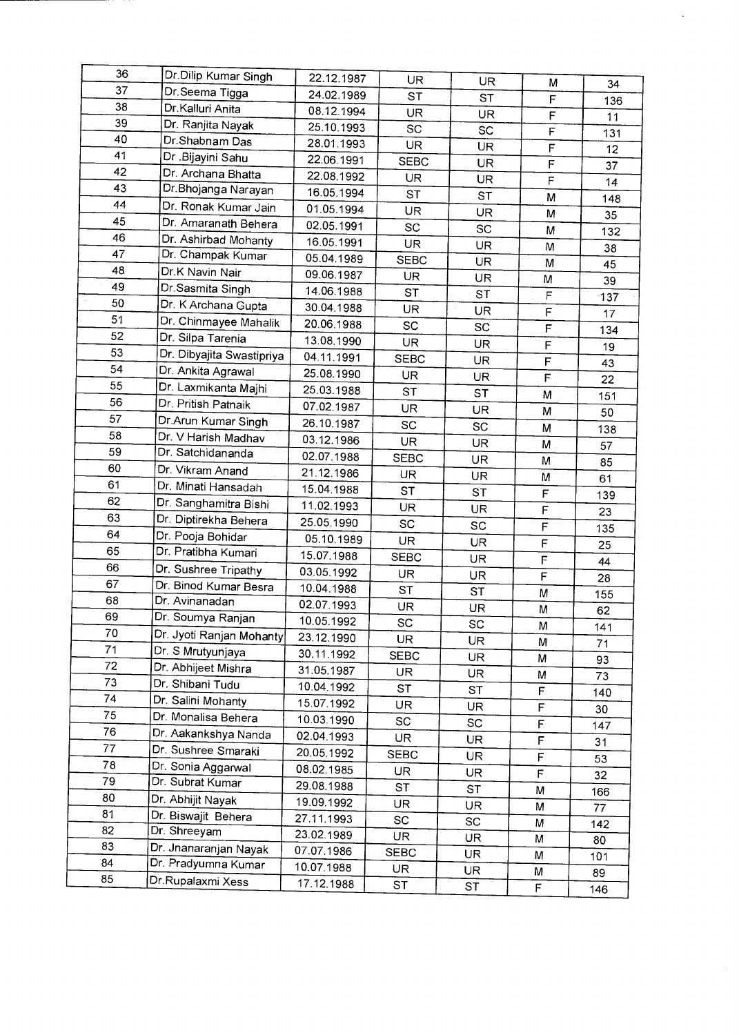| | | | | | | |
|---|---|---|---|---|---|---|
| 36 | Dr.Dilip Kumar Singh | 22.12.1987 | UR | UR | M | 34 |
| 37 | Dr.Seema Tigga | 24.02.1989 | ST | ST | F | 136 |
| 38 | Dr.Kalluri Anita | 08.12.1994 | UR | UR | F | 11 |
| 39 | Dr. Ranjita Nayak | 25.10.1993 | SC | SC | F | 131 |
| 40 | Dr.Shabnam Das | 28.01.1993 | UR | UR | F | 12 |
| 41 | Dr .Bijayini Sahu | 22.06.1991 | SEBC | UR | F | 37 |
| 42 | Dr. Archana Bhatta | 22.08.1992 | UR | UR | F | 14 |
| 43 | Dr.Bhojanga Narayan | 16.05.1994 | ST | ST | M | 148 |
| 44 | Dr. Ronak Kumar Jain | 01.05.1994 | UR | UR | M | 35 |
| 45 | Dr. Amaranath Behera | 02.05.1991 | SC | SC | M | 132 |
| 46 | Dr. Ashirbad Mohanty | 16.05.1991 | UR | UR | M | 38 |
| 47 | Dr. Champak Kumar | 05.04.1989 | SEBC | UR | M | 45 |
| 48 | Dr.K Navin Nair | 09.06.1987 | UR | UR | M | 39 |
| 49 | Dr.Sasmita Singh | 14.06.1988 | ST | ST | F | 137 |
| 50 | Dr. K Archana Gupta | 30.04.1988 | UR | UR | F | 17 |
| 51 | Dr. Chinmayee Mahalik | 20.06.1988 | SC | SC | F | 134 |
| 52 | Dr. Silpa Tarenia | 13.08.1990 | UR | UR | F | 19 |
| 53 | Dr. Dibyajita Swastipriya | 04.11.1991 | SEBC | UR | F | 43 |
| 54 | Dr. Ankita Agrawal | 25.08.1990 | UR | UR | F | 22 |
| 55 | Dr. Laxmikanta Majhi | 25.03.1988 | ST | ST | M | 151 |
| 56 | Dr. Pritish Patnaik | 07.02.1987 | UR | UR | M | 50 |
| 57 | Dr.Arun Kumar Singh | 26.10.1987 | SC | SC | M | 138 |
| 58 | Dr. V Harish Madhav | 03.12.1986 | UR | UR | M | 57 |
| 59 | Dr. Satchidananda | 02.07.1988 | SEBC | UR | M | 85 |
| 60 | Dr. Vikram Anand | 21.12.1986 | UR | UR | M | 61 |
| 61 | Dr. Minati Hansadah | 15.04.1988 | ST | ST | F | 139 |
| 62 | Dr. Sanghamitra Bishi | 11.02.1993 | UR | UR | F | 23 |
| 63 | Dr. Diptirekha Behera | 25.05.1990 | SC | SC | F | 135 |
| 64 | Dr. Pooja Bohidar | 05.10.1989 | UR | UR | F | 25 |
| 65 | Dr. Pratibha Kumari | 15.07.1988 | SEBC | UR | F | 44 |
| 66 | Dr. Sushree Tripathy | 03.05.1992 | UR | UR | F | 28 |
| 67 | Dr. Binod Kumar Besra | 10.04.1988 | ST | ST | M | 155 |
| 68 | Dr. Avinanadan | 02.07.1993 | UR | UR | M | 62 |
| 69 | Dr. Soumya Ranjan | 10.05.1992 | SC | SC | M | 141 |
| 70 | Dr. Jyoti Ranjan Mohanty | 23.12.1990 | UR | UR | M | 71 |
| 71 | Dr. S Mrutyunjaya | 30.11.1992 | SEBC | UR | M | 93 |
| 72 | Dr. Abhijeet Mishra | 31.05.1987 | UR | UR | M | 73 |
| 73 | Dr. Shibani Tudu | 10.04.1992 | ST | ST | F | 140 |
| 74 | Dr. Salini Mohanty | 15.07.1992 | UR | UR | F | 30 |
| 75 | Dr. Monalisa Behera | 10.03.1990 | SC | SC | F | 147 |
| 76 | Dr. Aakankshya Nanda | 02.04.1993 | UR | UR | F | 31 |
| 77 | Dr. Sushree Smaraki | 20.05.1992 | SEBC | UR | F | 53 |
| 78 | Dr. Sonia Aggarwal | 08.02.1985 | UR | UR | F | 32 |
| 79 | Dr. Subrat Kumar | 29.08.1988 | ST | ST | M | 166 |
| 80 | Dr. Abhijit Nayak | 19.09.1992 | UR | UR | M | 77 |
| 81 | Dr. Biswajit Behera | 27.11.1993 | SC | SC | M | 142 |
| 82 | Dr. Shreeyam | 23.02.1989 | UR | UR | M | 80 |
| 83 | Dr. Jnanaranjan Nayak | 07.07.1986 | SEBC | UR | M | 101 |
| 84 | Dr. Pradyumna Kumar | 10.07.1988 | UR | UR | M | 89 |
| 85 | Dr.Rupalaxmi Xess | 17.12.1988 | ST | ST | F | 146 |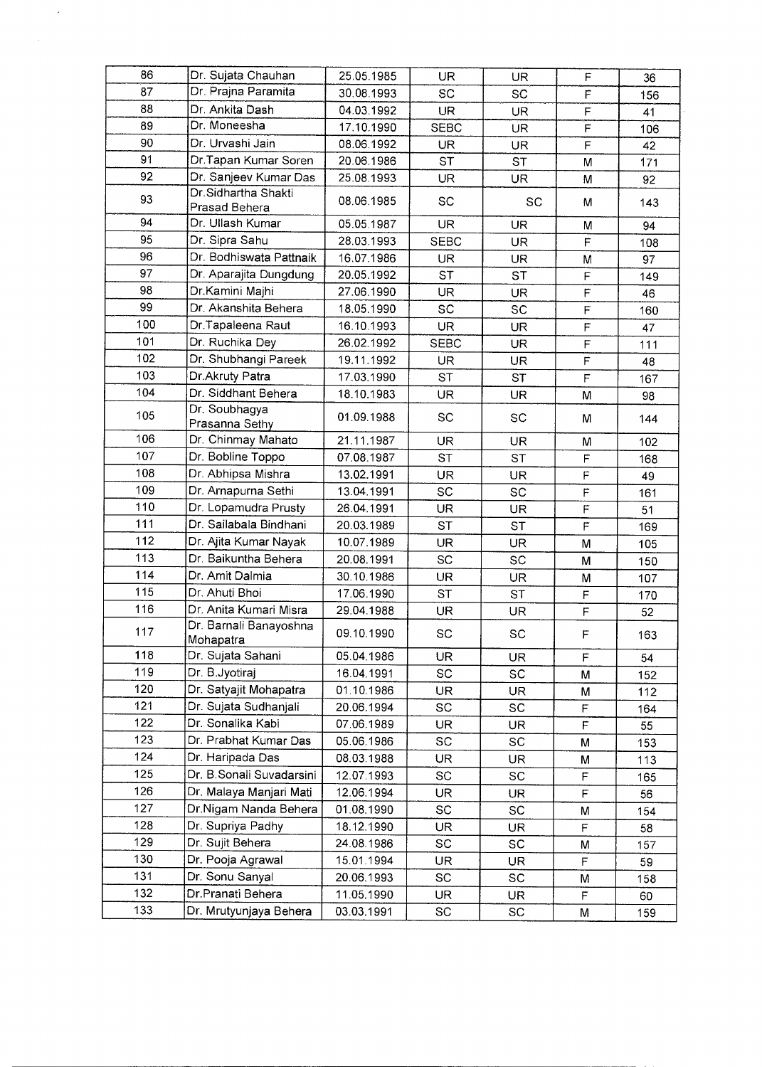| 86 | Dr. Sujata Chauhan | 25.05.1985 | UR | UR | F | 36 |
|---|---|---|---|---|---|---|
| 87 | Dr. Prajna Paramita | 30.08.1993 | SC | SC | F | 156 |
| 88 | Dr. Ankita Dash | 04.03.1992 | UR | UR | F | 41 |
| 89 | Dr. Moneesha | 17.10.1990 | SEBC | UR | F | 106 |
| 90 | Dr. Urvashi Jain | 08.06.1992 | UR | UR | F | 42 |
| 91 | Dr.Tapan Kumar Soren | 20.06.1986 | ST | ST | M | 171 |
| 92 | Dr. Sanjeev Kumar Das | 25.08.1993 | UR | UR | M | 92 |
| 93 | Dr.Sidhartha Shakti Prasad Behera | 08.06.1985 | SC | SC | M | 143 |
| 94 | Dr. Ullash Kumar | 05.05.1987 | UR | UR | M | 94 |
| 95 | Dr. Sipra Sahu | 28.03.1993 | SEBC | UR | F | 108 |
| 96 | Dr. Bodhiswata Pattnaik | 16.07.1986 | UR | UR | M | 97 |
| 97 | Dr. Aparajita Dungdung | 20.05.1992 | ST | ST | F | 149 |
| 98 | Dr.Kamini Majhi | 27.06.1990 | UR | UR | F | 46 |
| 99 | Dr. Akanshita Behera | 18.05.1990 | SC | SC | F | 160 |
| 100 | Dr.Tapaleena Raut | 16.10.1993 | UR | UR | F | 47 |
| 101 | Dr. Ruchika Dey | 26.02.1992 | SEBC | UR | F | 111 |
| 102 | Dr. Shubhangi Pareek | 19.11.1992 | UR | UR | F | 48 |
| 103 | Dr.Akruty Patra | 17.03.1990 | ST | ST | F | 167 |
| 104 | Dr. Siddhant Behera | 18.10.1983 | UR | UR | M | 98 |
| 105 | Dr. Soubhagya Prasanna Sethy | 01.09.1988 | SC | SC | M | 144 |
| 106 | Dr. Chinmay Mahato | 21.11.1987 | UR | UR | M | 102 |
| 107 | Dr. Bobline Toppo | 07.08.1987 | ST | ST | F | 168 |
| 108 | Dr. Abhipsa Mishra | 13.02.1991 | UR | UR | F | 49 |
| 109 | Dr. Arnapurna Sethi | 13.04.1991 | SC | SC | F | 161 |
| 110 | Dr. Lopamudra Prusty | 26.04.1991 | UR | UR | F | 51 |
| 111 | Dr. Sailabala Bindhani | 20.03.1989 | ST | ST | F | 169 |
| 112 | Dr. Ajita Kumar Nayak | 10.07.1989 | UR | UR | M | 105 |
| 113 | Dr. Baikuntha Behera | 20.08.1991 | SC | SC | M | 150 |
| 114 | Dr. Amit Dalmia | 30.10.1986 | UR | UR | M | 107 |
| 115 | Dr. Ahuti Bhoi | 17.06.1990 | ST | ST | F | 170 |
| 116 | Dr. Anita Kumari Misra | 29.04.1988 | UR | UR | F | 52 |
| 117 | Dr. Barnali Banayoshna Mohapatra | 09.10.1990 | SC | SC | F | 163 |
| 118 | Dr. Sujata Sahani | 05.04.1986 | UR | UR | F | 54 |
| 119 | Dr. B.Jyotiraj | 16.04.1991 | SC | SC | M | 152 |
| 120 | Dr. Satyajit Mohapatra | 01.10.1986 | UR | UR | M | 112 |
| 121 | Dr. Sujata Sudhanjali | 20.06.1994 | SC | SC | F | 164 |
| 122 | Dr. Sonalika Kabi | 07.06.1989 | UR | UR | F | 55 |
| 123 | Dr. Prabhat Kumar Das | 05.06.1986 | SC | SC | M | 153 |
| 124 | Dr. Haripada Das | 08.03.1988 | UR | UR | M | 113 |
| 125 | Dr. B.Sonali Suvadarsini | 12.07.1993 | SC | SC | F | 165 |
| 126 | Dr. Malaya Manjari Mati | 12.06.1994 | UR | UR | F | 56 |
| 127 | Dr.Nigam Nanda Behera | 01.08.1990 | SC | SC | M | 154 |
| 128 | Dr. Supriya Padhy | 18.12.1990 | UR | UR | F | 58 |
| 129 | Dr. Sujit Behera | 24.08.1986 | SC | SC | M | 157 |
| 130 | Dr. Pooja Agrawal | 15.01.1994 | UR | UR | F | 59 |
| 131 | Dr. Sonu Sanyal | 20.06.1993 | SC | SC | M | 158 |
| 132 | Dr.Pranati Behera | 11.05.1990 | UR | UR | F | 60 |
| 133 | Dr. Mrutyunjaya Behera | 03.03.1991 | SC | SC | M | 159 |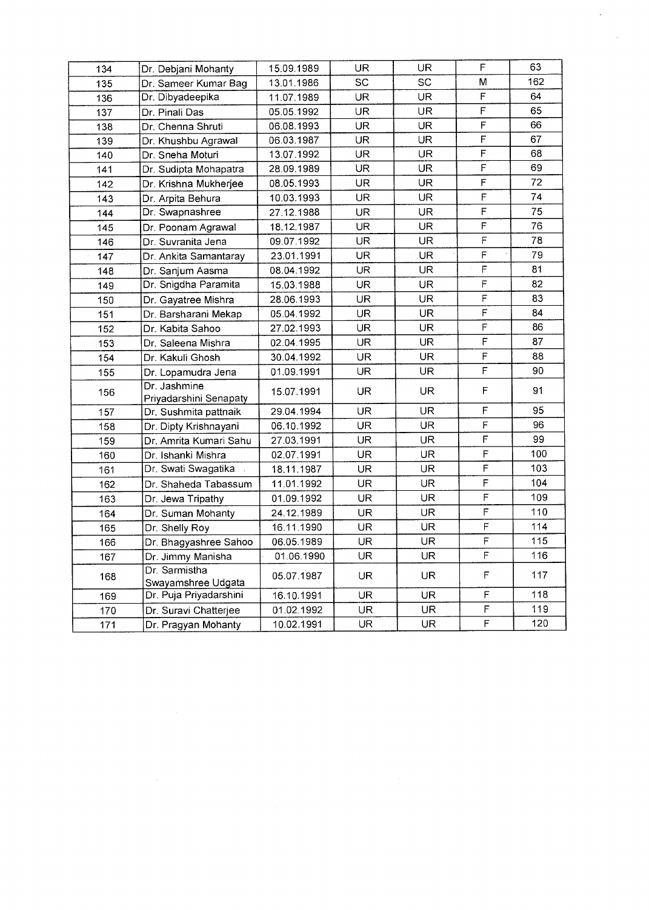| | | | | | | |
|---|---|---|---|---|---|---|
| 134 | Dr. Debjani Mohanty | 15.09.1989 | UR | UR | F | 63 |
| 135 | Dr. Sameer Kumar Bag | 13.01.1986 | SC | SC | M | 162 |
| 136 | Dr. Dibyadeepika | 11.07.1989 | UR | UR | F | 64 |
| 137 | Dr. Pinali Das | 05.05.1992 | UR | UR | F | 65 |
| 138 | Dr. Chenna Shruti | 06.08.1993 | UR | UR | F | 66 |
| 139 | Dr. Khushbu Agrawal | 06.03.1987 | UR | UR | F | 67 |
| 140 | Dr. Sneha Moturi | 13.07.1992 | UR | UR | F | 68 |
| 141 | Dr. Sudipta Mohapatra | 28.09.1989 | UR | UR | F | 69 |
| 142 | Dr. Krishna Mukherjee | 08.05.1993 | UR | UR | F | 72 |
| 143 | Dr. Arpita Behura | 10.03.1993 | UR | UR | F | 74 |
| 144 | Dr. Swapnashree | 27.12.1988 | UR | UR | F | 75 |
| 145 | Dr. Poonam Agrawal | 18.12.1987 | UR | UR | F | 76 |
| 146 | Dr. Suvranita Jena | 09.07.1992 | UR | UR | F | 78 |
| 147 | Dr. Ankita Samantaray | 23.01.1991 | UR | UR | F | 79 |
| 148 | Dr. Sanjum Aasma | 08.04.1992 | UR | UR | F | 81 |
| 149 | Dr. Snigdha Paramita | 15.03.1988 | UR | UR | F | 82 |
| 150 | Dr. Gayatree Mishra | 28.06.1993 | UR | UR | F | 83 |
| 151 | Dr. Barsharani Mekap | 05.04.1992 | UR | UR | F | 84 |
| 152 | Dr. Kabita Sahoo | 27.02.1993 | UR | UR | F | 86 |
| 153 | Dr. Saleena Mishra | 02.04.1995 | UR | UR | F | 87 |
| 154 | Dr. Kakuli Ghosh | 30.04.1992 | UR | UR | F | 88 |
| 155 | Dr. Lopamudra Jena | 01.09.1991 | UR | UR | F | 90 |
| 156 | Dr. Jashmine Priyadarshini Senapaty | 15.07.1991 | UR | UR | F | 91 |
| 157 | Dr. Sushmita pattnaik | 29.04.1994 | UR | UR | F | 95 |
| 158 | Dr. Dipty Krishnayani | 06.10.1992 | UR | UR | F | 96 |
| 159 | Dr. Amrita Kumari Sahu | 27.03.1991 | UR | UR | F | 99 |
| 160 | Dr. Ishanki Mishra | 02.07.1991 | UR | UR | F | 100 |
| 161 | Dr. Swati Swagatika | 18.11.1987 | UR | UR | F | 103 |
| 162 | Dr. Shaheda Tabassum | 11.01.1992 | UR | UR | F | 104 |
| 163 | Dr. Jewa Tripathy | 01.09.1992 | UR | UR | F | 109 |
| 164 | Dr. Suman Mohanty | 24.12.1989 | UR | UR | F | 110 |
| 165 | Dr. Shelly Roy | 16.11.1990 | UR | UR | F | 114 |
| 166 | Dr. Bhagyashree Sahoo | 06.05.1989 | UR | UR | F | 115 |
| 167 | Dr. Jimmy Manisha | 01.06.1990 | UR | UR | F | 116 |
| 168 | Dr. Sarmistha Swayamshree Udgata | 05.07.1987 | UR | UR | F | 117 |
| 169 | Dr. Puja Priyadarshini | 16.10.1991 | UR | UR | F | 118 |
| 170 | Dr. Suravi Chatterjee | 01.02.1992 | UR | UR | F | 119 |
| 171 | Dr. Pragyan Mohanty | 10.02.1991 | UR | UR | F | 120 |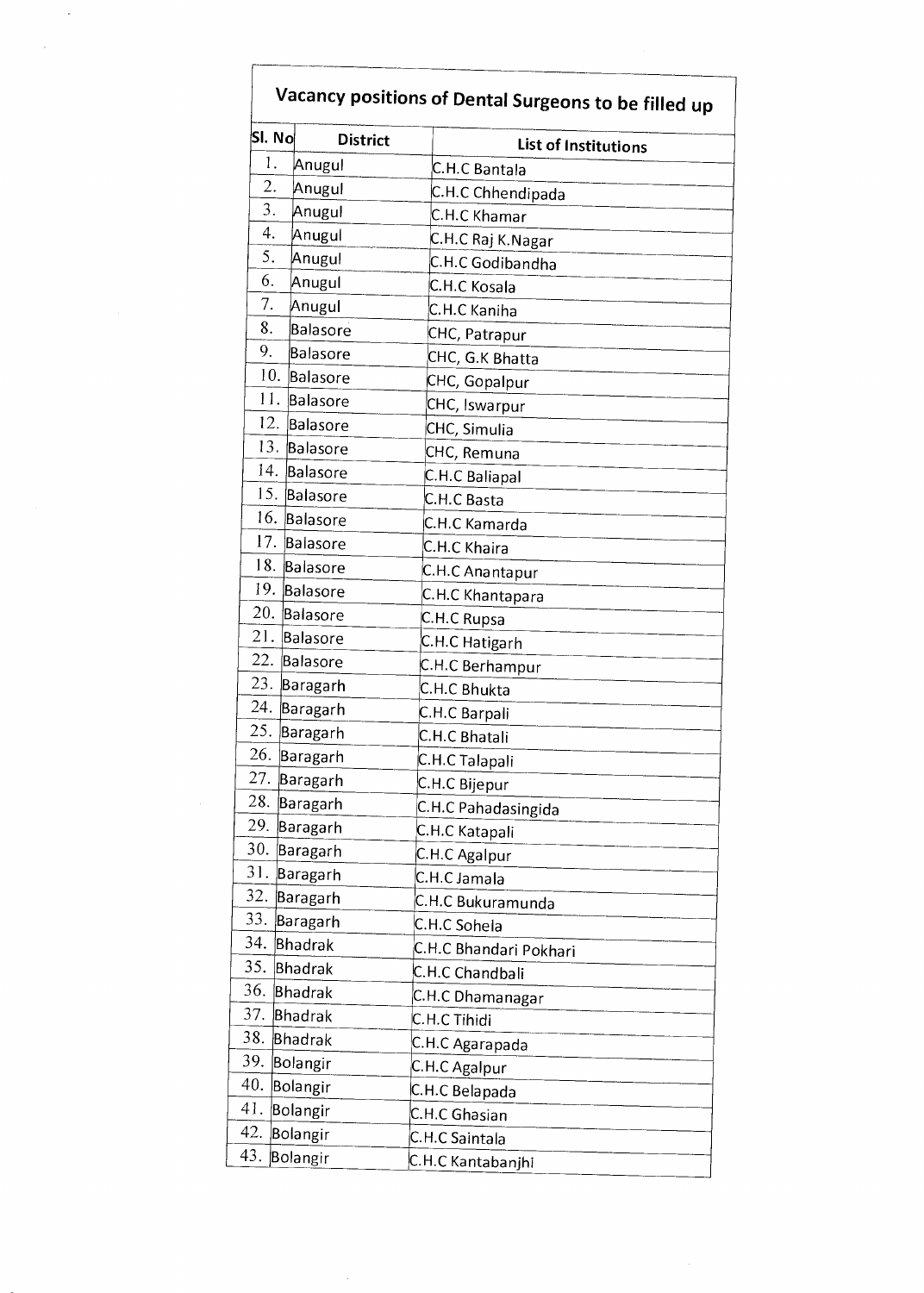## Vacancy positions of Dental Surgeons to be filled up

| Sl. No | District | List of Institutions |
|---|---|---|
| 1. | Anugul | C.H.C Bantala |
| 2. | Anugul | C.H.C Chhendipada |
| 3. | Anugul | C.H.C Khamar |
| 4. | Anugul | C.H.C Raj K.Nagar |
| 5. | Anugul | C.H.C Godibandha |
| 6. | Anugul | C.H.C Kosala |
| 7. | Anugul | C.H.C Kaniha |
| 8. | Balasore | CHC, Patrapur |
| 9. | Balasore | CHC, G.K Bhatta |
| 10. | Balasore | CHC, Gopalpur |
| 11. | Balasore | CHC, Iswarpur |
| 12. | Balasore | CHC, Simulia |
| 13. | Balasore | CHC, Remuna |
| 14. | Balasore | C.H.C Baliapal |
| 15. | Balasore | C.H.C Basta |
| 16. | Balasore | C.H.C Kamarda |
| 17. | Balasore | C.H.C Khaira |
| 18. | Balasore | C.H.C Anantapur |
| 19. | Balasore | C.H.C Khantapara |
| 20. | Balasore | C.H.C Rupsa |
| 21. | Balasore | C.H.C Hatigarh |
| 22. | Balasore | C.H.C Berhampur |
| 23. | Baragarh | C.H.C Bhukta |
| 24. | Baragarh | C.H.C Barpali |
| 25. | Baragarh | C.H.C Bhatali |
| 26. | Baragarh | C.H.C Talapali |
| 27. | Baragarh | C.H.C Bijepur |
| 28. | Baragarh | C.H.C Pahadasingida |
| 29. | Baragarh | C.H.C Katapali |
| 30. | Baragarh | C.H.C Agalpur |
| 31. | Baragarh | C.H.C Jamala |
| 32. | Baragarh | C.H.C Bukuramunda |
| 33. | Baragarh | C.H.C Sohela |
| 34. | Bhadrak | C.H.C Bhandari Pokhari |
| 35. | Bhadrak | C.H.C Chandbali |
| 36. | Bhadrak | C.H.C Dhamanagar |
| 37. | Bhadrak | C.H.C Tihidi |
| 38. | Bhadrak | C.H.C Agarapada |
| 39. | Bolangir | C.H.C Agalpur |
| 40. | Bolangir | C.H.C Belapada |
| 41. | Bolangir | C.H.C Ghasian |
| 42. | Bolangir | C.H.C Saintala |
| 43. | Bolangir | C.H.C Kantabanjhi |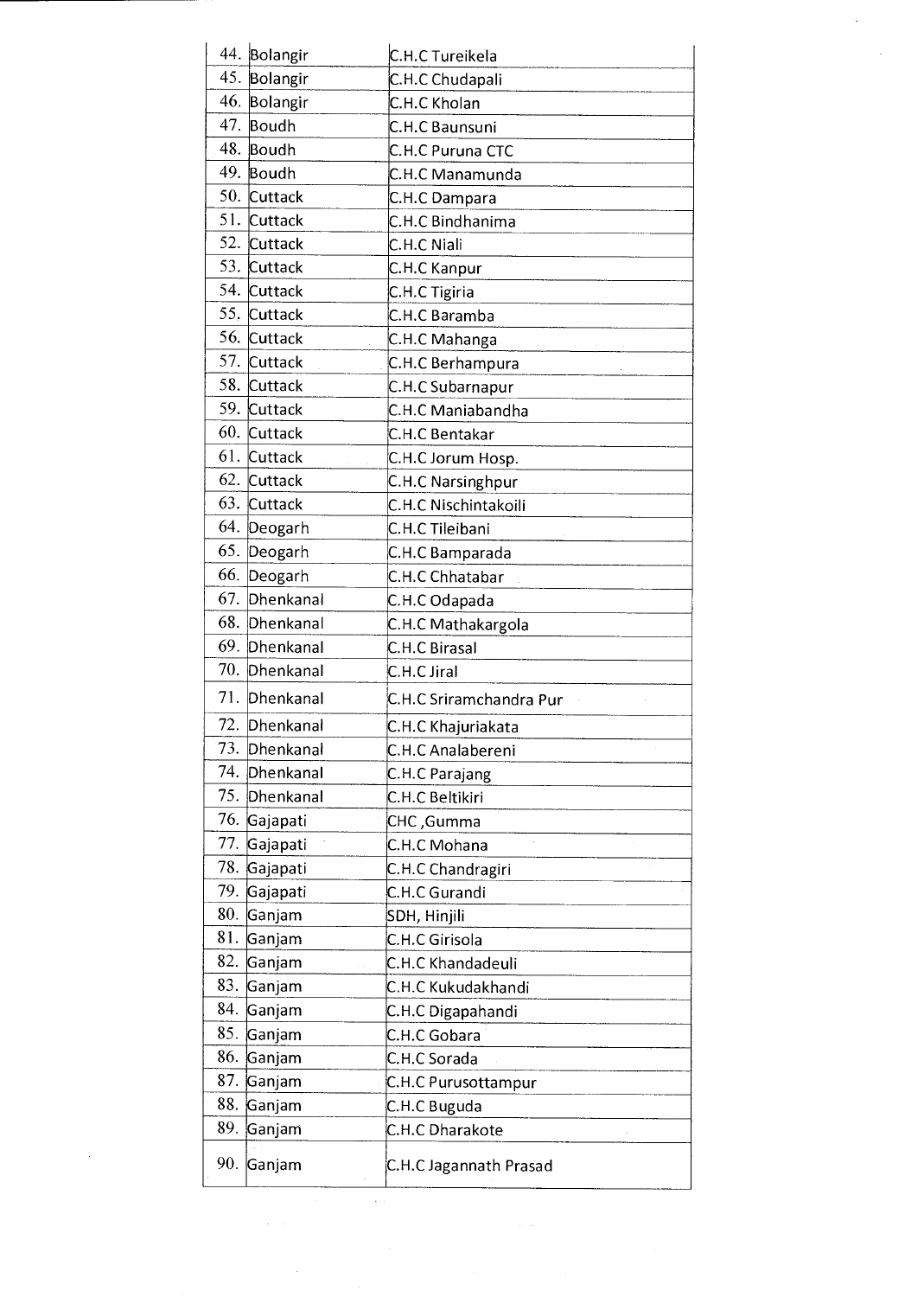| | | |
|---|---|---|
| 44. | Bolangir | C.H.C Tureikela |
| 45. | Bolangir | C.H.C Chudapali |
| 46. | Bolangir | C.H.C Kholan |
| 47. | Boudh | C.H.C Baunsuni |
| 48. | Boudh | C.H.C Puruna CTC |
| 49. | Boudh | C.H.C Manamunda |
| 50. | Cuttack | C.H.C Dampara |
| 51. | Cuttack | C.H.C Bindhanima |
| 52. | Cuttack | C.H.C Niali |
| 53. | Cuttack | C.H.C Kanpur |
| 54. | Cuttack | C.H.C Tigiria |
| 55. | Cuttack | C.H.C Baramba |
| 56. | Cuttack | C.H.C Mahanga |
| 57. | Cuttack | C.H.C Berhampura |
| 58. | Cuttack | C.H.C Subarnapur |
| 59. | Cuttack | C.H.C Maniabandha |
| 60. | Cuttack | C.H.C Bentakar |
| 61. | Cuttack | C.H.C Jorum Hosp. |
| 62. | Cuttack | C.H.C Narsinghpur |
| 63. | Cuttack | C.H.C Nischintakoili |
| 64. | Deogarh | C.H.C Tileibani |
| 65. | Deogarh | C.H.C Bamparada |
| 66. | Deogarh | C.H.C Chhatabar |
| 67. | Dhenkanal | C.H.C Odapada |
| 68. | Dhenkanal | C.H.C Mathakargola |
| 69. | Dhenkanal | C.H.C Birasal |
| 70. | Dhenkanal | C.H.C Jiral |
| 71. | Dhenkanal | C.H.C Sriramchandra Pur |
| 72. | Dhenkanal | C.H.C Khajuriakata |
| 73. | Dhenkanal | C.H.C Analabereni |
| 74. | Dhenkanal | C.H.C Parajang |
| 75. | Dhenkanal | C.H.C Beltikiri |
| 76. | Gajapati | CHC ,Gumma |
| 77. | Gajapati | C.H.C Mohana |
| 78. | Gajapati | C.H.C Chandragiri |
| 79. | Gajapati | C.H.C Gurandi |
| 80. | Ganjam | SDH, Hinjili |
| 81. | Ganjam | C.H.C Girisola |
| 82. | Ganjam | C.H.C Khandadeuli |
| 83. | Ganjam | C.H.C Kukudakhandi |
| 84. | Ganjam | C.H.C Digapahandi |
| 85. | Ganjam | C.H.C Gobara |
| 86. | Ganjam | C.H.C Sorada |
| 87. | Ganjam | C.H.C Purusottampur |
| 88. | Ganjam | C.H.C Buguda |
| 89. | Ganjam | C.H.C Dharakote |
| 90. | Ganjam | C.H.C Jagannath Prasad |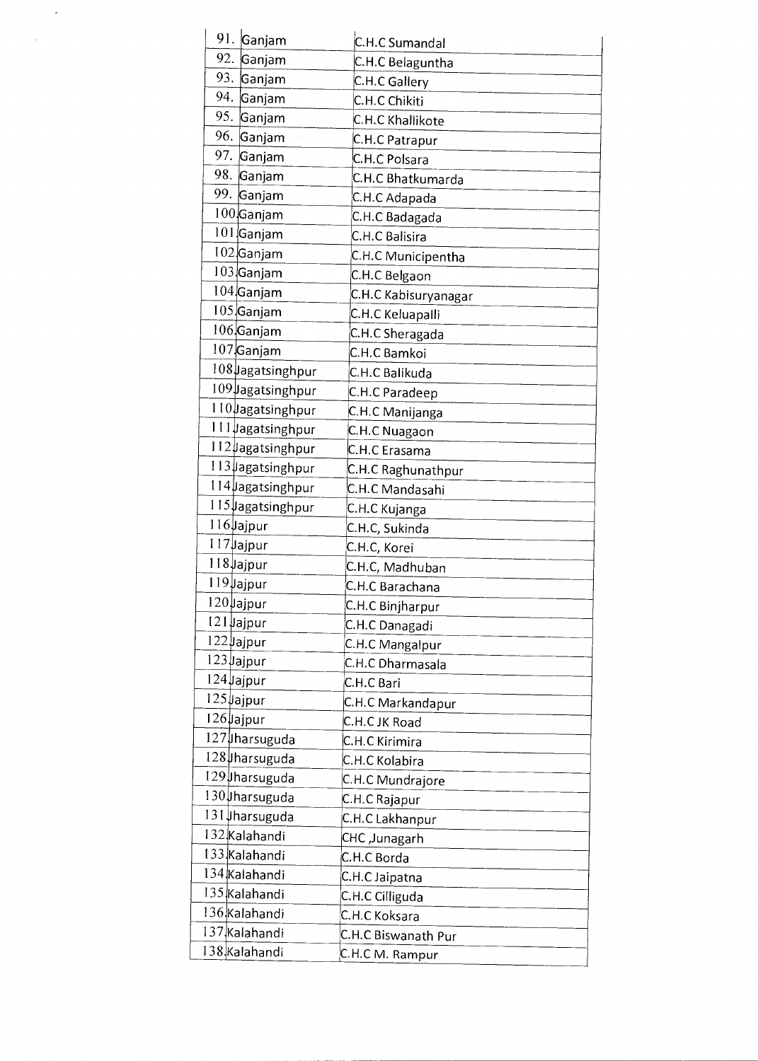| | | |
|---|---|---|
| 91. | Ganjam | C.H.C Sumandal |
| 92. | Ganjam | C.H.C Belaguntha |
| 93. | Ganjam | C.H.C Gallery |
| 94. | Ganjam | C.H.C Chikiti |
| 95. | Ganjam | C.H.C Khallikote |
| 96. | Ganjam | C.H.C Patrapur |
| 97. | Ganjam | C.H.C Polsara |
| 98. | Ganjam | C.H.C Bhatkumarda |
| 99. | Ganjam | C.H.C Adapada |
| 100. | Ganjam | C.H.C Badagada |
| 101. | Ganjam | C.H.C Balisira |
| 102. | Ganjam | C.H.C Municipentha |
| 103. | Ganjam | C.H.C Belgaon |
| 104. | Ganjam | C.H.C Kabisuryanagar |
| 105. | Ganjam | C.H.C Keluapalli |
| 106. | Ganjam | C.H.C Sheragada |
| 107. | Ganjam | C.H.C Bamkoi |
| 108. | Jagatsinghpur | C.H.C Balikuda |
| 109. | Jagatsinghpur | C.H.C Paradeep |
| 110. | Jagatsinghpur | C.H.C Manijanga |
| 111. | Jagatsinghpur | C.H.C Nuagaon |
| 112. | Jagatsinghpur | C.H.C Erasama |
| 113. | Jagatsinghpur | C.H.C Raghunathpur |
| 114. | Jagatsinghpur | C.H.C Mandasahi |
| 115. | Jagatsinghpur | C.H.C Kujanga |
| 116. | Jajpur | C.H.C, Sukinda |
| 117. | Jajpur | C.H.C, Korei |
| 118. | Jajpur | C.H.C, Madhuban |
| 119. | Jajpur | C.H.C Barachana |
| 120. | Jajpur | C.H.C Binjharpur |
| 121. | Jajpur | C.H.C Danagadi |
| 122. | Jajpur | C.H.C Mangalpur |
| 123. | Jajpur | C.H.C Dharmasala |
| 124. | Jajpur | C.H.C Bari |
| 125. | Jajpur | C.H.C Markandapur |
| 126. | Jajpur | C.H.C JK Road |
| 127. | Jharsuguda | C.H.C Kirimira |
| 128. | Jharsuguda | C.H.C Kolabira |
| 129. | Jharsuguda | C.H.C Mundrajore |
| 130. | Jharsuguda | C.H.C Rajapur |
| 131. | Jharsuguda | C.H.C Lakhanpur |
| 132. | Kalahandi | CHC ,Junagarh |
| 133. | Kalahandi | C.H.C Borda |
| 134. | Kalahandi | C.H.C Jaipatna |
| 135. | Kalahandi | C.H.C Cilliguda |
| 136. | Kalahandi | C.H.C Koksara |
| 137. | Kalahandi | C.H.C Biswanath Pur |
| 138. | Kalahandi | C.H.C M. Rampur |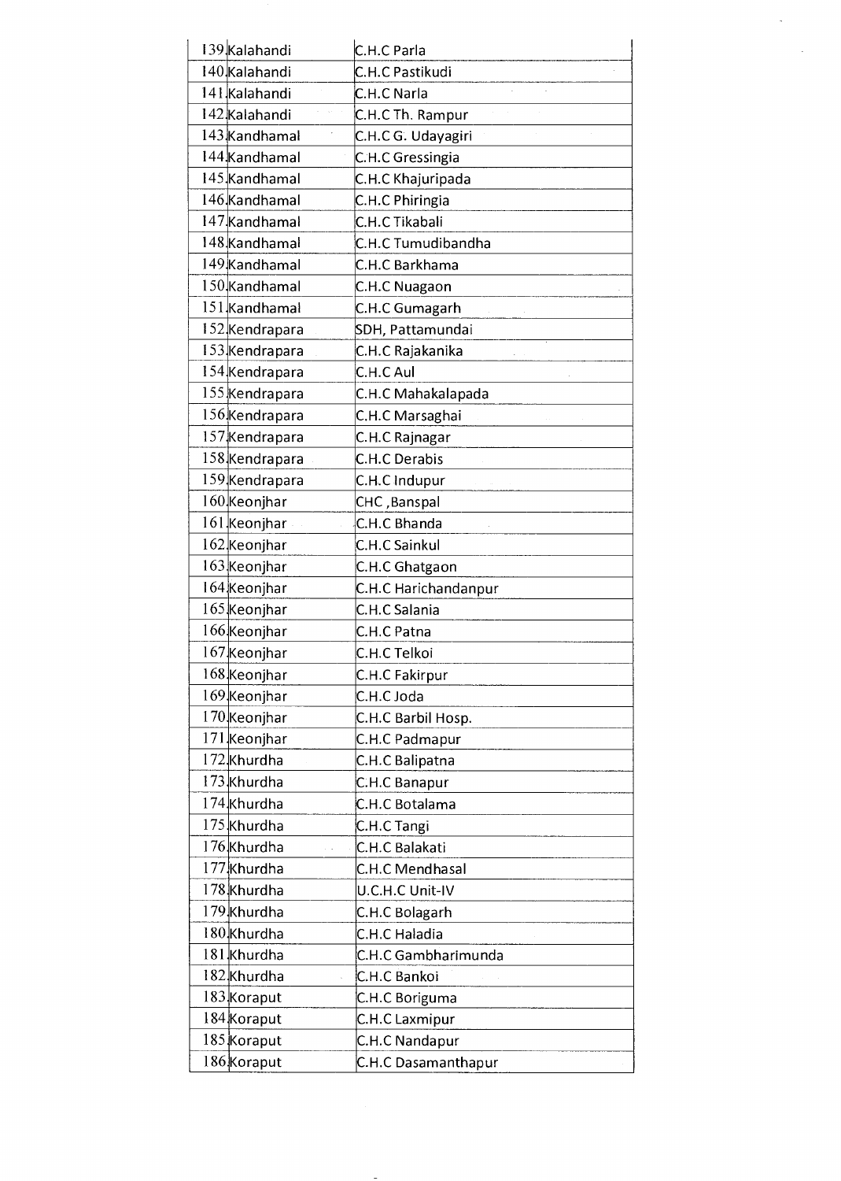| | | |
|---|---|---|
| 139 | Kalahandi | C.H.C Parla |
| 140 | Kalahandi | C.H.C Pastikudi |
| 141 | Kalahandi | C.H.C Narla |
| 142 | Kalahandi | C.H.C Th. Rampur |
| 143 | Kandhamal | C.H.C G. Udayagiri |
| 144 | Kandhamal | C.H.C Gressingia |
| 145 | Kandhamal | C.H.C Khajuripada |
| 146 | Kandhamal | C.H.C Phiringia |
| 147 | Kandhamal | C.H.C Tikabali |
| 148 | Kandhamal | C.H.C Tumudibandha |
| 149 | Kandhamal | C.H.C Barkhama |
| 150 | Kandhamal | C.H.C Nuagaon |
| 151 | Kandhamal | C.H.C Gumagarh |
| 152 | Kendrapara | SDH, Pattamundai |
| 153 | Kendrapara | C.H.C Rajakanika |
| 154 | Kendrapara | C.H.C Aul |
| 155 | Kendrapara | C.H.C Mahakalapada |
| 156 | Kendrapara | C.H.C Marsaghai |
| 157 | Kendrapara | C.H.C Rajnagar |
| 158 | Kendrapara | C.H.C Derabis |
| 159 | Kendrapara | C.H.C Indupur |
| 160 | Keonjhar | CHC ,Banspal |
| 161 | Keonjhar | C.H.C Bhanda |
| 162 | Keonjhar | C.H.C Sainkul |
| 163 | Keonjhar | C.H.C Ghatgaon |
| 164 | Keonjhar | C.H.C Harichandanpur |
| 165 | Keonjhar | C.H.C Salania |
| 166 | Keonjhar | C.H.C Patna |
| 167 | Keonjhar | C.H.C Telkoi |
| 168 | Keonjhar | C.H.C Fakirpur |
| 169 | Keonjhar | C.H.C Joda |
| 170 | Keonjhar | C.H.C Barbil Hosp. |
| 171 | Keonjhar | C.H.C Padmapur |
| 172 | Khurdha | C.H.C Balipatna |
| 173 | Khurdha | C.H.C Banapur |
| 174 | Khurdha | C.H.C Botalama |
| 175 | Khurdha | C.H.C Tangi |
| 176 | Khurdha | C.H.C Balakati |
| 177 | Khurdha | C.H.C Mendhasal |
| 178 | Khurdha | U.C.H.C Unit-IV |
| 179 | Khurdha | C.H.C Bolagarh |
| 180 | Khurdha | C.H.C Haladia |
| 181 | Khurdha | C.H.C Gambharimunda |
| 182 | Khurdha | C.H.C Bankoi |
| 183 | Koraput | C.H.C Boriguma |
| 184 | Koraput | C.H.C Laxmipur |
| 185 | Koraput | C.H.C Nandapur |
| 186 | Koraput | C.H.C Dasamanthapur |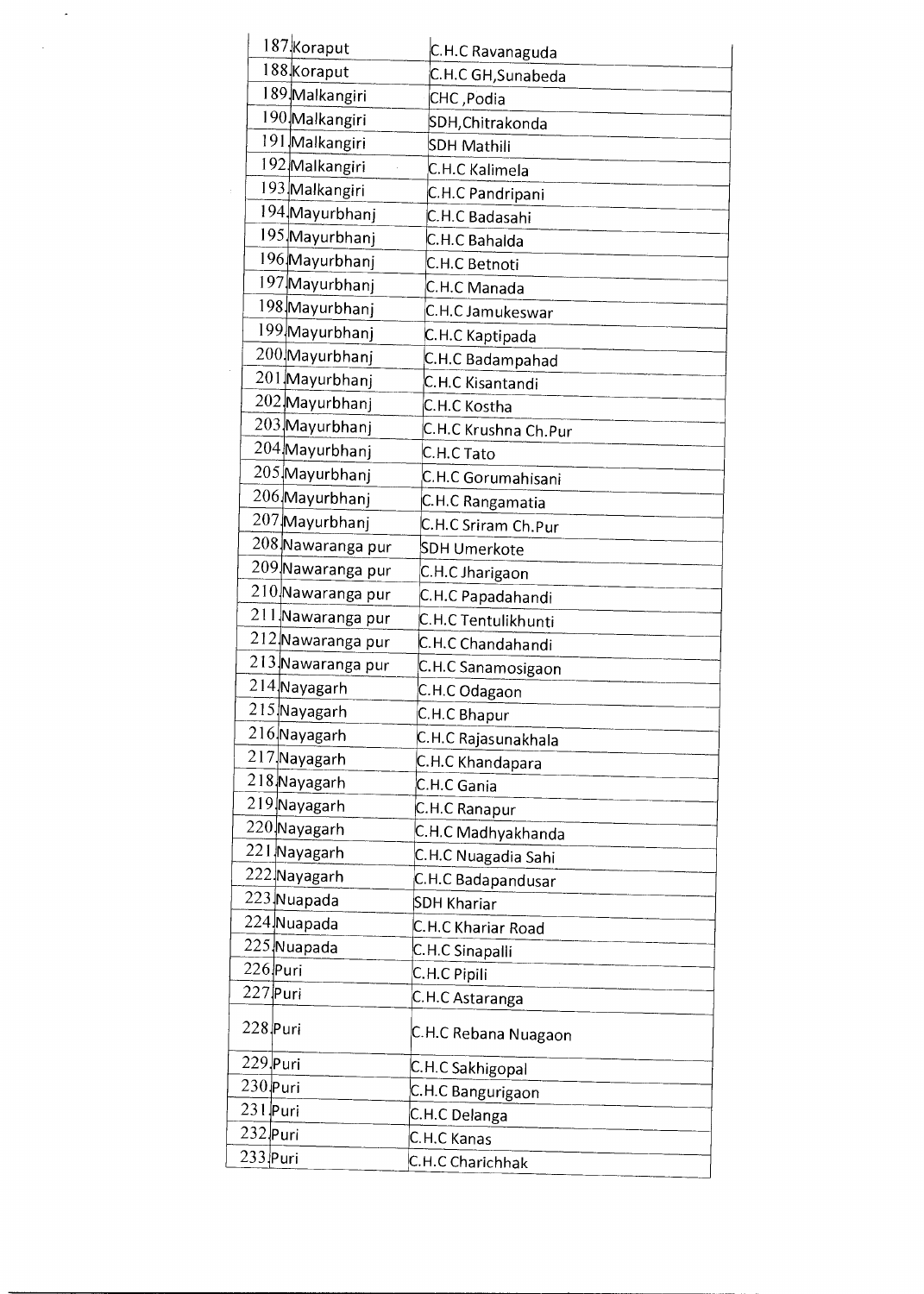| | | |
|---|---|---|
| 187 | Koraput | C.H.C Ravanaguda |
| 188 | Koraput | C.H.C GH,Sunabeda |
| 189 | Malkangiri | CHC ,Podia |
| 190 | Malkangiri | SDH,Chitrakonda |
| 191 | Malkangiri | SDH Mathili |
| 192 | Malkangiri | C.H.C Kalimela |
| 193 | Malkangiri | C.H.C Pandripani |
| 194 | Mayurbhanj | C.H.C Badasahi |
| 195 | Mayurbhanj | C.H.C Bahalda |
| 196 | Mayurbhanj | C.H.C Betnoti |
| 197 | Mayurbhanj | C.H.C Manada |
| 198 | Mayurbhanj | C.H.C Jamukeswar |
| 199 | Mayurbhanj | C.H.C Kaptipada |
| 200 | Mayurbhanj | C.H.C Badampahad |
| 201 | Mayurbhanj | C.H.C Kisantandi |
| 202 | Mayurbhanj | C.H.C Kostha |
| 203 | Mayurbhanj | C.H.C Krushna Ch.Pur |
| 204 | Mayurbhanj | C.H.C Tato |
| 205 | Mayurbhanj | C.H.C Gorumahisani |
| 206 | Mayurbhanj | C.H.C Rangamatia |
| 207 | Mayurbhanj | C.H.C Sriram Ch.Pur |
| 208 | Nawaranga pur | SDH Umerkote |
| 209 | Nawaranga pur | C.H.C Jharigaon |
| 210 | Nawaranga pur | C.H.C Papadahandi |
| 211 | Nawaranga pur | C.H.C Tentulikhunti |
| 212 | Nawaranga pur | C.H.C Chandahandi |
| 213 | Nawaranga pur | C.H.C Sanamosigaon |
| 214 | Nayagarh | C.H.C Odagaon |
| 215 | Nayagarh | C.H.C Bhapur |
| 216 | Nayagarh | C.H.C Rajasunakhala |
| 217 | Nayagarh | C.H.C Khandapara |
| 218 | Nayagarh | C.H.C Gania |
| 219 | Nayagarh | C.H.C Ranapur |
| 220 | Nayagarh | C.H.C Madhyakhanda |
| 221 | Nayagarh | C.H.C Nuagadia Sahi |
| 222 | Nayagarh | C.H.C Badapandusar |
| 223 | Nuapada | SDH Khariar |
| 224 | Nuapada | C.H.C Khariar Road |
| 225 | Nuapada | C.H.C Sinapalli |
| 226 | Puri | C.H.C Pipili |
| 227 | Puri | C.H.C Astaranga |
| 228 | Puri | C.H.C Rebana Nuagaon |
| 229 | Puri | C.H.C Sakhigopal |
| 230 | Puri | C.H.C Bangurigaon |
| 231 | Puri | C.H.C Delanga |
| 232 | Puri | C.H.C Kanas |
| 233 | Puri | C.H.C Charichhak |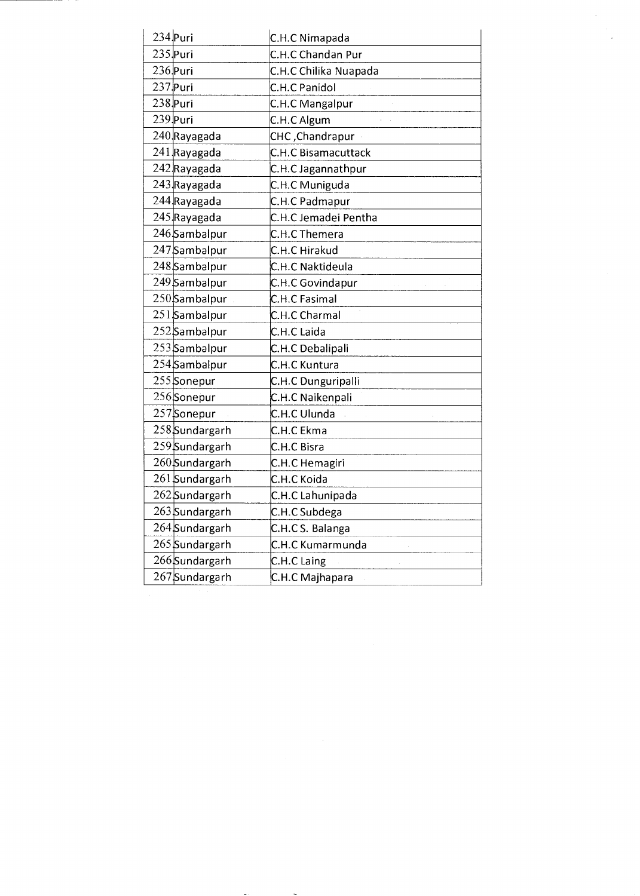| | | |
|---|---|---|
| 234 | Puri | C.H.C Nimapada |
| 235 | Puri | C.H.C Chandan Pur |
| 236 | Puri | C.H.C Chilika Nuapada |
| 237 | Puri | C.H.C Panidol |
| 238 | Puri | C.H.C Mangalpur |
| 239 | Puri | C.H.C Algum |
| 240 | Rayagada | CHC ,Chandrapur |
| 241 | Rayagada | C.H.C Bisamacuttack |
| 242 | Rayagada | C.H.C Jagannathpur |
| 243 | Rayagada | C.H.C Muniguda |
| 244 | Rayagada | C.H.C Padmapur |
| 245 | Rayagada | C.H.C Jemadei Pentha |
| 246 | Sambalpur | C.H.C Themera |
| 247 | Sambalpur | C.H.C Hirakud |
| 248 | Sambalpur | C.H.C Naktideula |
| 249 | Sambalpur | C.H.C Govindapur |
| 250 | Sambalpur | C.H.C Fasimal |
| 251 | Sambalpur | C.H.C Charmal |
| 252 | Sambalpur | C.H.C Laida |
| 253 | Sambalpur | C.H.C Debalipali |
| 254 | Sambalpur | C.H.C Kuntura |
| 255 | Sonepur | C.H.C Dunguripalli |
| 256 | Sonepur | C.H.C Naikenpali |
| 257 | Sonepur | C.H.C Ulunda |
| 258 | Sundargarh | C.H.C Ekma |
| 259 | Sundargarh | C.H.C Bisra |
| 260 | Sundargarh | C.H.C Hemagiri |
| 261 | Sundargarh | C.H.C Koida |
| 262 | Sundargarh | C.H.C Lahunipada |
| 263 | Sundargarh | C.H.C Subdega |
| 264 | Sundargarh | C.H.C S. Balanga |
| 265 | Sundargarh | C.H.C Kumarmunda |
| 266 | Sundargarh | C.H.C Laing |
| 267 | Sundargarh | C.H.C Majhapara |